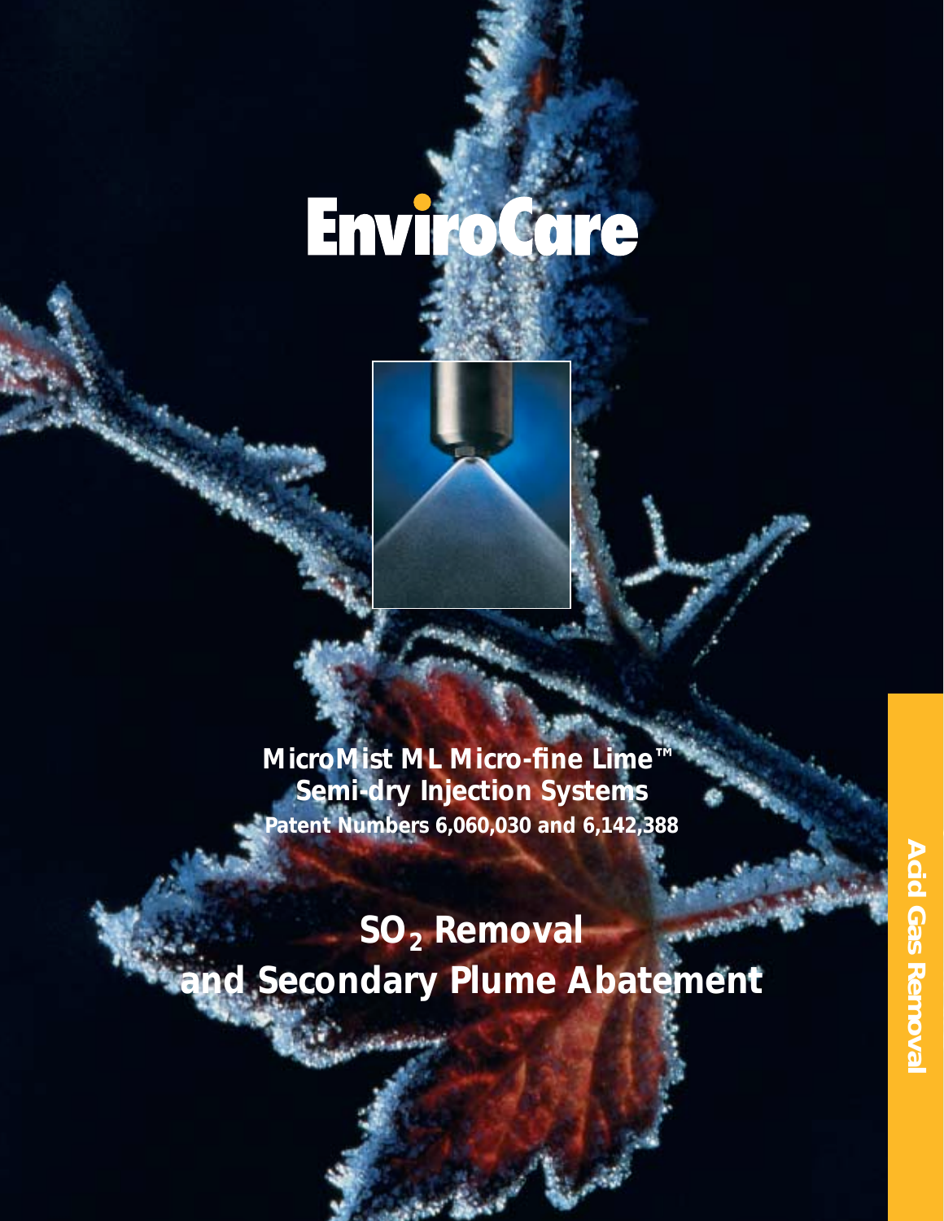# EnviroCare

**MicroMist ML Micro-fine Lime™ Semi-dry Injection Systems**

**Patent Numbers 6,060,030 and 6,142,388**

# $SO_2$ Removal and Secondary Plume Abatement

**Acid Gas Removal**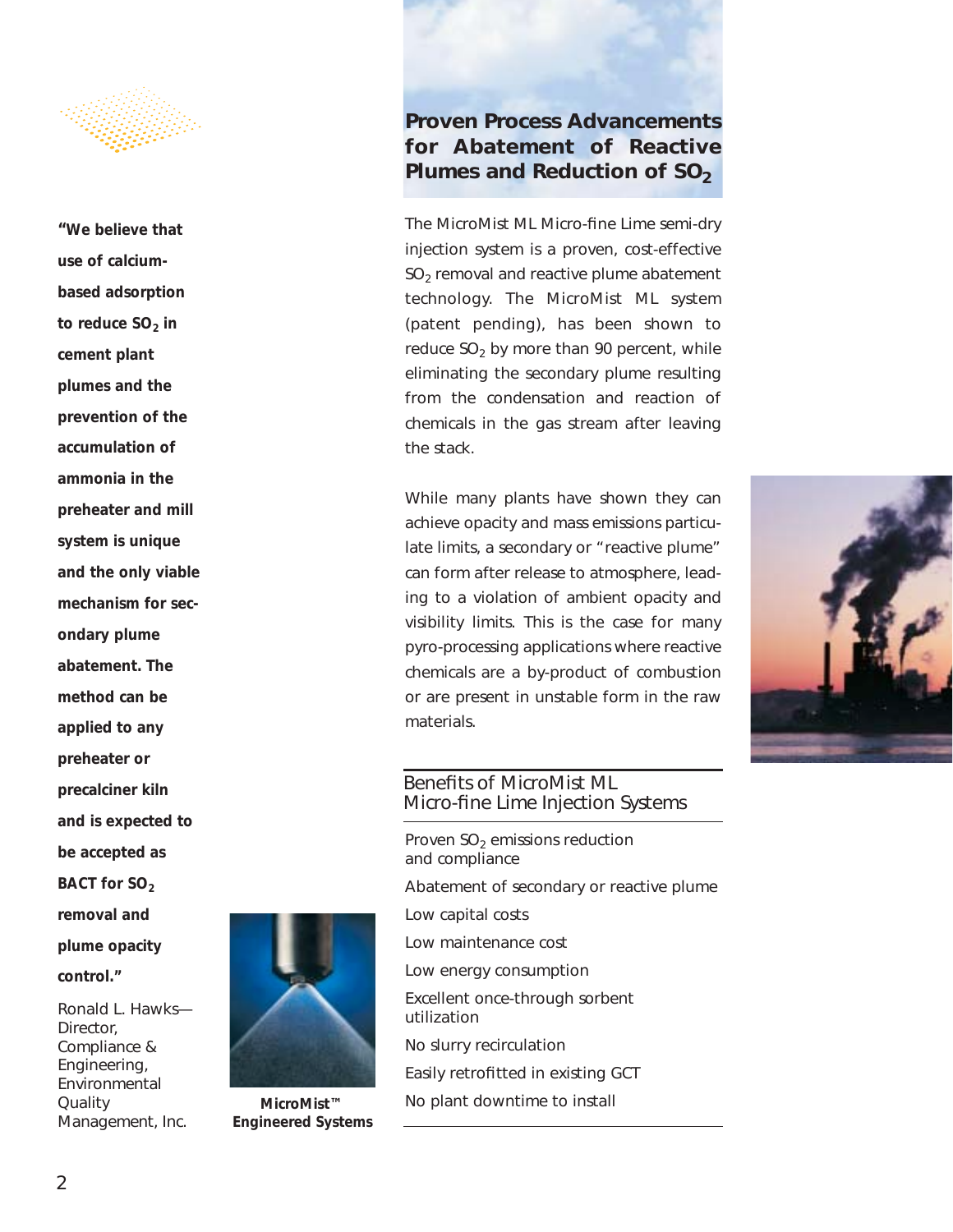## Proven Process Advancements for Abatement of Reactive Plumes and Reduction of $SO_2$

The MicroMist ML Micro-fine Lime semi-dry injection system is a proven, cost-effective $SO_2$ removal and reactive plume abatement technology. The MicroMist ML system (patent pending), has been shown to reduce $SO_2$ by more than 90 percent, while eliminating the secondary plume resulting from the condensation and reaction of chemicals in the gas stream after leaving the stack.

While many plants have shown they can achieve opacity and mass emissions particulate limits, a secondary or "reactive plume" can form after release to atmosphere, leading to a violation of ambient opacity and visibility limits. This is the case for many pyro-processing applications where reactive chemicals are a by-product of combustion or are present in unstable form in the raw materials.

### Benefits of MicroMist ML Micro-fine Lime Injection Systems

- Proven $SO_2$ emissions reduction and compliance
- Abatement of secondary or reactive plume
- Low capital costs
- Low maintenance cost
- Low energy consumption
- Excellent once-through sorbent utilization
- No slurry recirculation
- Easily retrofitted in existing GCT
- No plant downtime to install

**"We believe that use of calcium-based adsorption to reduce $SO_2$ in cement plant plumes and the prevention of the accumulation of ammonia in the preheater and mill system is unique and the only viable mechanism for secondary plume abatement. The method can be applied to any preheater or precalciner kiln and is expected to be accepted as BACT for $SO_2$ removal and plume opacity control."**

Ronald L. Hawks—Director, Compliance & Engineering, Environmental Quality Management, Inc.

**MicroMist™ Engineered Systems**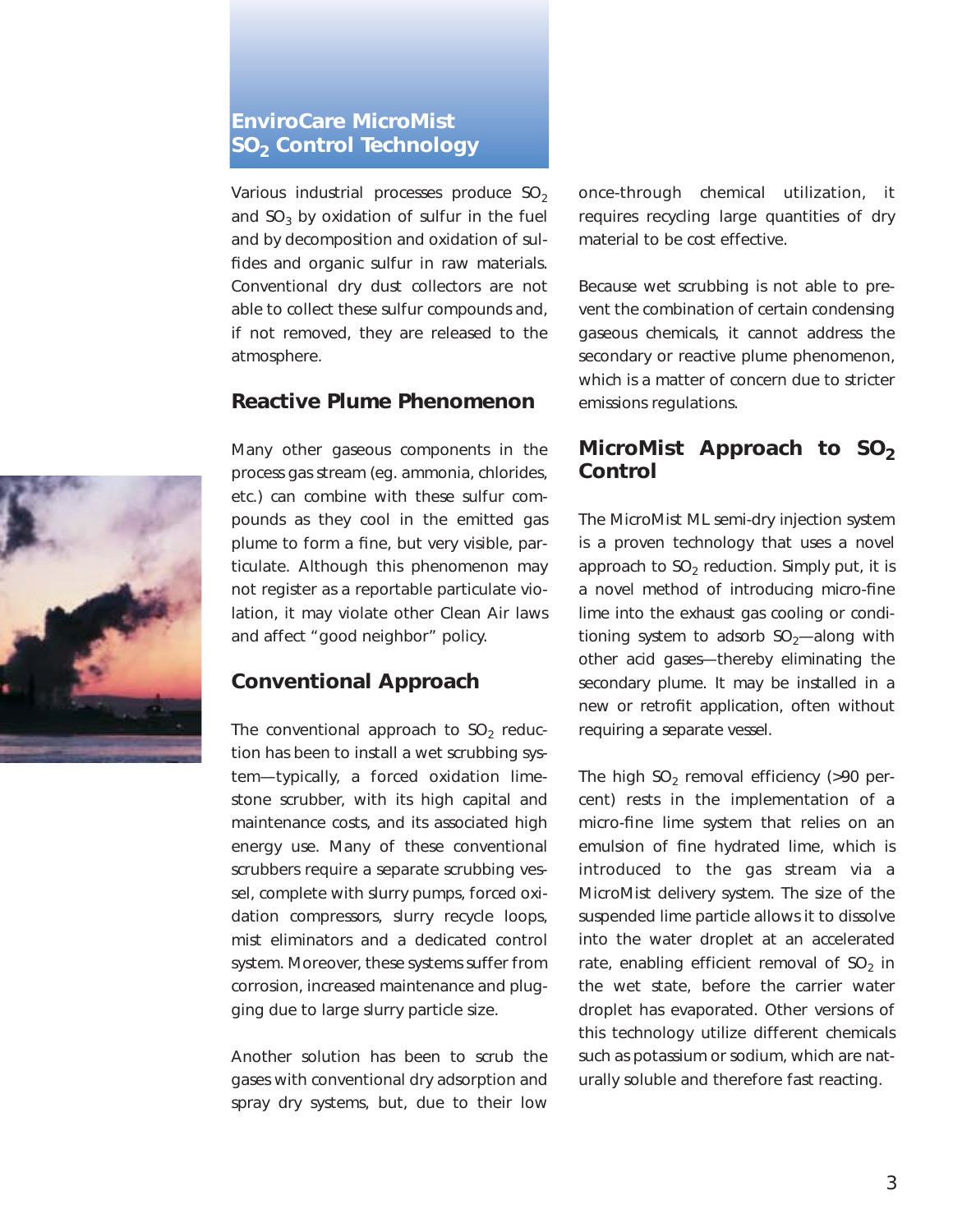# EnviroCare MicroMist $SO_2$ Control Technology

Various industrial processes produce $SO_2$ and $SO_3$ by oxidation of sulfur in the fuel and by decomposition and oxidation of sulfides and organic sulfur in raw materials. Conventional dry dust collectors are not able to collect these sulfur compounds and, if not removed, they are released to the atmosphere.

## Reactive Plume Phenomenon

Many other gaseous components in the process gas stream (eg. ammonia, chlorides, etc.) can combine with these sulfur compounds as they cool in the emitted gas plume to form a fine, but very visible, particulate. Although this phenomenon may not register as a reportable particulate violation, it may violate other Clean Air laws and affect "good neighbor" policy.

## Conventional Approach

The conventional approach to $SO_2$ reduction has been to install a wet scrubbing system—typically, a forced oxidation limestone scrubber, with its high capital and maintenance costs, and its associated high energy use. Many of these conventional scrubbers require a separate scrubbing vessel, complete with slurry pumps, forced oxidation compressors, slurry recycle loops, mist eliminators and a dedicated control system. Moreover, these systems suffer from corrosion, increased maintenance and plugging due to large slurry particle size.

Another solution has been to scrub the gases with conventional dry adsorption and spray dry systems, but, due to their low once-through chemical utilization, it requires recycling large quantities of dry material to be cost effective.

Because wet scrubbing is not able to prevent the combination of certain condensing gaseous chemicals, it cannot address the secondary or reactive plume phenomenon, which is a matter of concern due to stricter emissions regulations.

## MicroMist Approach to $SO_2$ Control

The MicroMist ML semi-dry injection system is a proven technology that uses a novel approach to $SO_2$ reduction. Simply put, it is a novel method of introducing micro-fine lime into the exhaust gas cooling or conditioning system to adsorb $SO_2$—along with other acid gases—thereby eliminating the secondary plume. It may be installed in a new or retrofit application, often without requiring a separate vessel.

The high $SO_2$ removal efficiency (>90 percent) rests in the implementation of a micro-fine lime system that relies on an emulsion of fine hydrated lime, which is introduced to the gas stream via a MicroMist delivery system. The size of the suspended lime particle allows it to dissolve into the water droplet at an accelerated rate, enabling efficient removal of $SO_2$ in the wet state, before the carrier water droplet has evaporated. Other versions of this technology utilize different chemicals such as potassium or sodium, which are naturally soluble and therefore fast reacting.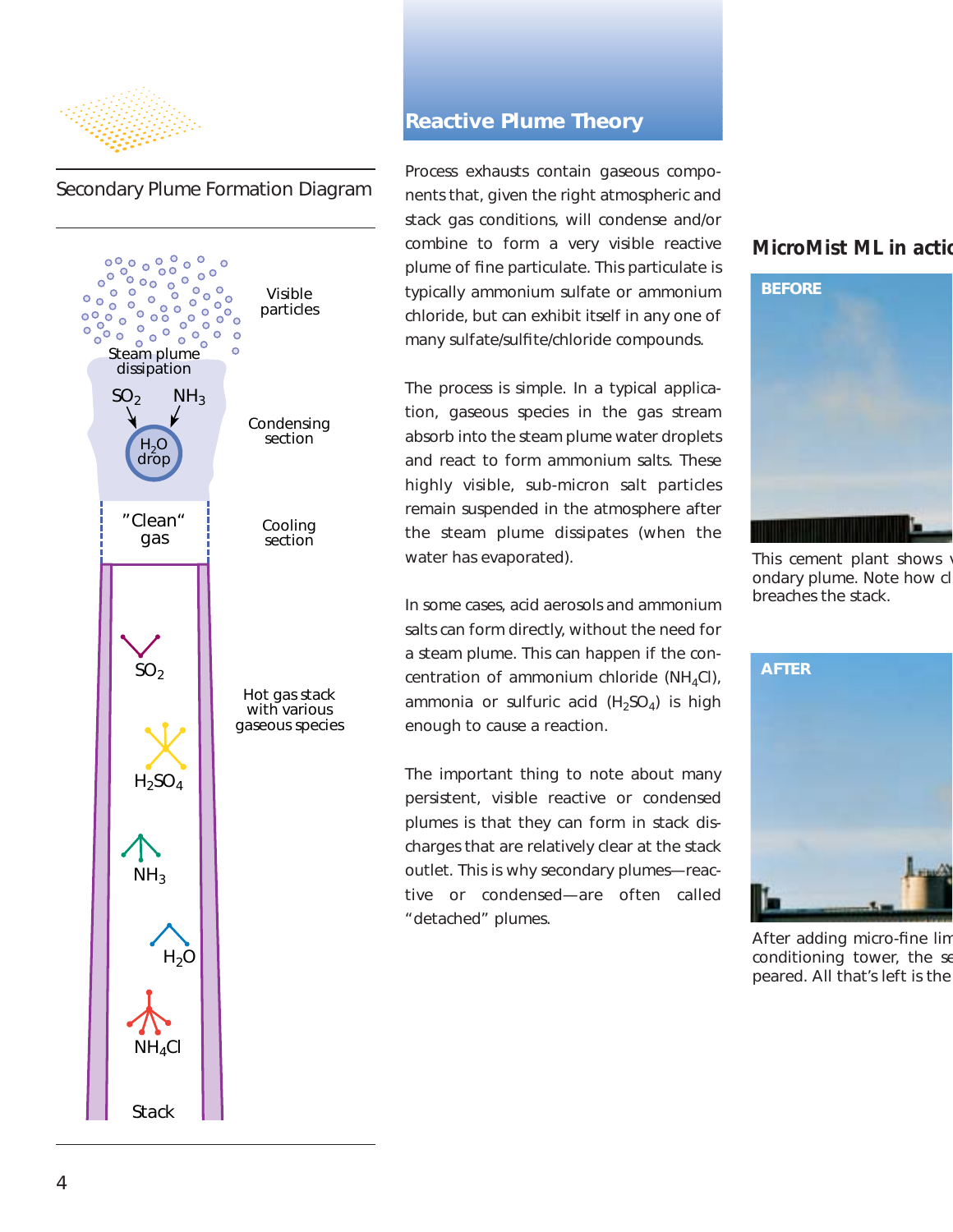## Secondary Plume Formation Diagram

Visible particles

Steam plume dissipation

$SO_2$ $NH_3$

$H_2O$ drop

Condensing section

"Clean" gas

Cooling section

$SO_2$

$H_2SO_4$

$NH_3$

$H_2O$

$NH_4Cl$

Hot gas stack with various gaseous species

Stack

## Reactive Plume Theory

Process exhausts contain gaseous components that, given the right atmospheric and stack gas conditions, will condense and/or combine to form a very visible reactive plume of fine particulate. This particulate is typically ammonium sulfate or ammonium chloride, but can exhibit itself in any one of many sulfate/sulfite/chloride compounds.

The process is simple. In a typical application, gaseous species in the gas stream absorb into the steam plume water droplets and react to form ammonium salts. These highly visible, sub-micron salt particles remain suspended in the atmosphere after the steam plume dissipates (when the water has evaporated).

In some cases, acid aerosols and ammonium salts can form directly, without the need for a steam plume. This can happen if the concentration of ammonium chloride ($NH_4Cl$), ammonia or sulfuric acid ($H_2SO_4$) is high enough to cause a reaction.

The important thing to note about many persistent, visible reactive or condensed plumes is that they can form in stack discharges that are relatively clear at the stack outlet. This is why secondary plumes—reactive or condensed—are often called "detached" plumes.

### MicroMist ML in actio

**BEFORE**

This cement plant shows v ondary plume. Note how cl breaches the stack.

**AFTER**

After adding micro-fine lim conditioning tower, the se peared. All that's left is the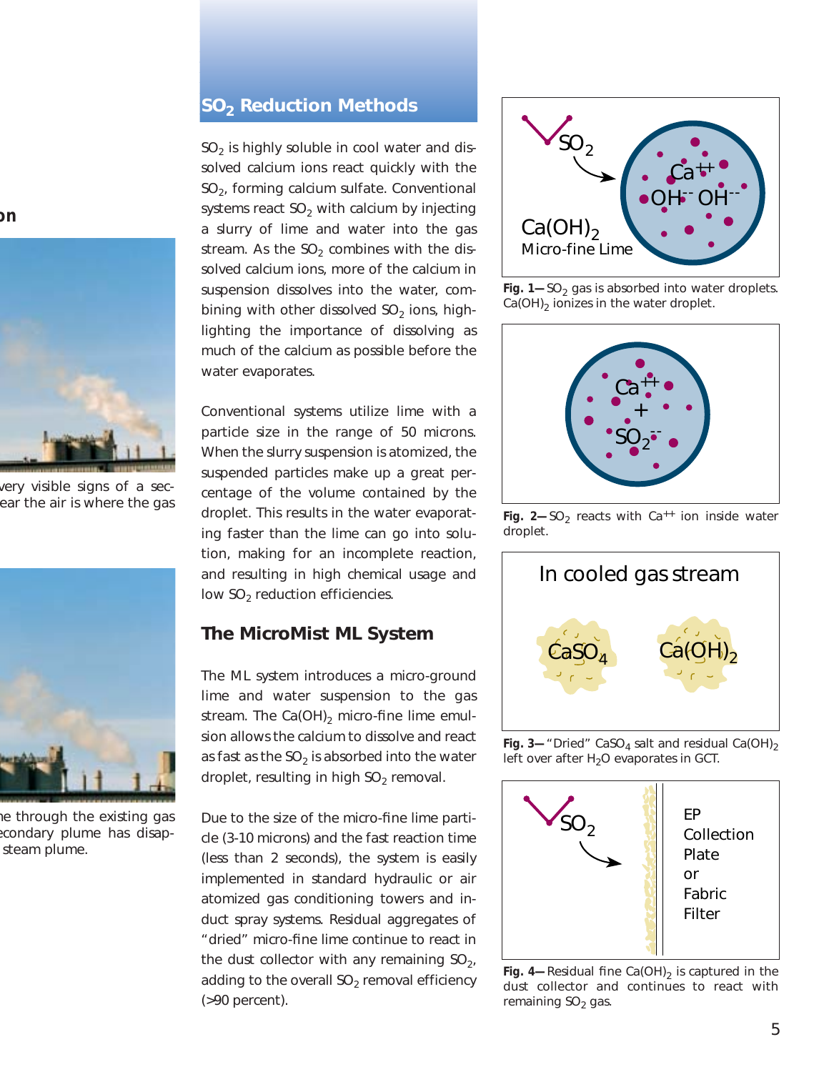## $SO_2$ Reduction Methods

$SO_2$ is highly soluble in cool water and dissolved calcium ions react quickly with the $SO_2$, forming calcium sulfate. Conventional systems react $SO_2$ with calcium by injecting a slurry of lime and water into the gas stream. As the $SO_2$ combines with the dissolved calcium ions, more of the calcium in suspension dissolves into the water, combining with other dissolved $SO_2$ ions, highlighting the importance of dissolving as much of the calcium as possible before the water evaporates.

Conventional systems utilize lime with a particle size in the range of 50 microns. When the slurry suspension is atomized, the suspended particles make up a great percentage of the volume contained by the droplet. This results in the water evaporating faster than the lime can go into solution, making for an incomplete reaction, and resulting in high chemical usage and low $SO_2$ reduction efficiencies.

### The MicroMist ML System

The ML system introduces a micro-ground lime and water suspension to the gas stream. The $Ca(OH)_2$ micro-fine lime emulsion allows the calcium to dissolve and react as fast as the $SO_2$ is absorbed into the water droplet, resulting in high $SO_2$ removal.

Due to the size of the micro-fine lime particle (3-10 microns) and the fast reaction time (less than 2 seconds), the system is easily implemented in standard hydraulic or air atomized gas conditioning towers and in-duct spray systems. Residual aggregates of "dried" micro-fine lime continue to react in the dust collector with any remaining $SO_2$, adding to the overall $SO_2$ removal efficiency (>90 percent).

**Fig. 1—** $SO_2$ gas is absorbed into water droplets. $Ca(OH)_2$ ionizes in the water droplet.

**Fig. 2—** $SO_2$ reacts with $Ca^{++}$ ion inside water droplet.

**Fig. 3—** "Dried" $CaSO_4$ salt and residual $Ca(OH)_2$ left over after $H_2O$ evaporates in GCT.

**Fig. 4—** Residual fine $Ca(OH)_2$ is captured in the dust collector and continues to react with remaining $SO_2$ gas.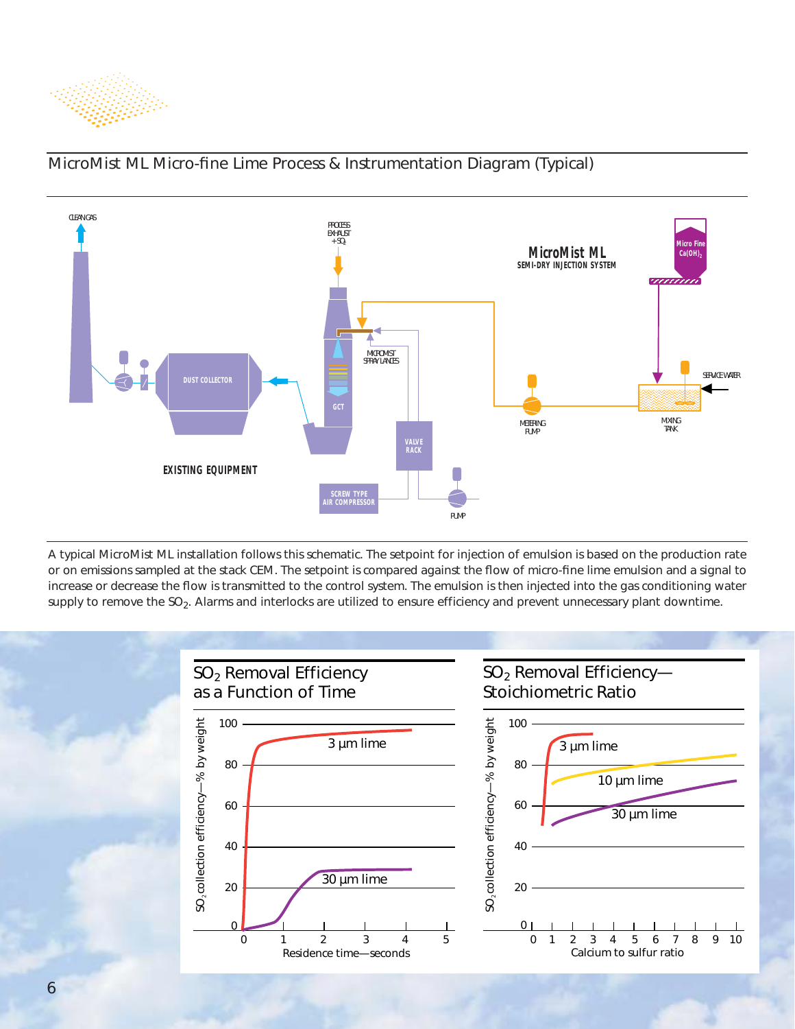## MicroMist ML Micro-fine Lime Process & Instrumentation Diagram (Typical)

CLEAN GAS

PROCESS EXHAUST + $SO_2$

**MicroMist ML**
**SEMI-DRY INJECTION SYSTEM**

Micro Fine $Ca(OH)_2$

MICROMIST SPRAY LANCES

SERVICE WATER

DUST COLLECTOR

GCT

METERING PUMP

MIXING TANK

VALVE RACK

**EXISTING EQUIPMENT**

SCREW TYPE AIR COMPRESSOR

PUMP

A typical MicroMist ML installation follows this schematic. The setpoint for injection of emulsion is based on the production rate or on emissions sampled at the stack CEM. The setpoint is compared against the flow of micro-fine lime emulsion and a signal to increase or decrease the flow is transmitted to the control system. The emulsion is then injected into the gas conditioning water supply to remove the $SO_2$. Alarms and interlocks are utilized to ensure efficiency and prevent unnecessary plant downtime.

### $SO_2$ Removal Efficiency as a Function of Time

$SO_2$ collection efficiency—% by weight (0–100)

Residence time—seconds (0–5)

3 µm lime

30 µm lime

### $SO_2$ Removal Efficiency—Stoichiometric Ratio

$SO_2$ collection efficiency—% by weight (0–100)

Calcium to sulfur ratio (0–10)

3 µm lime

10 µm lime

30 µm lime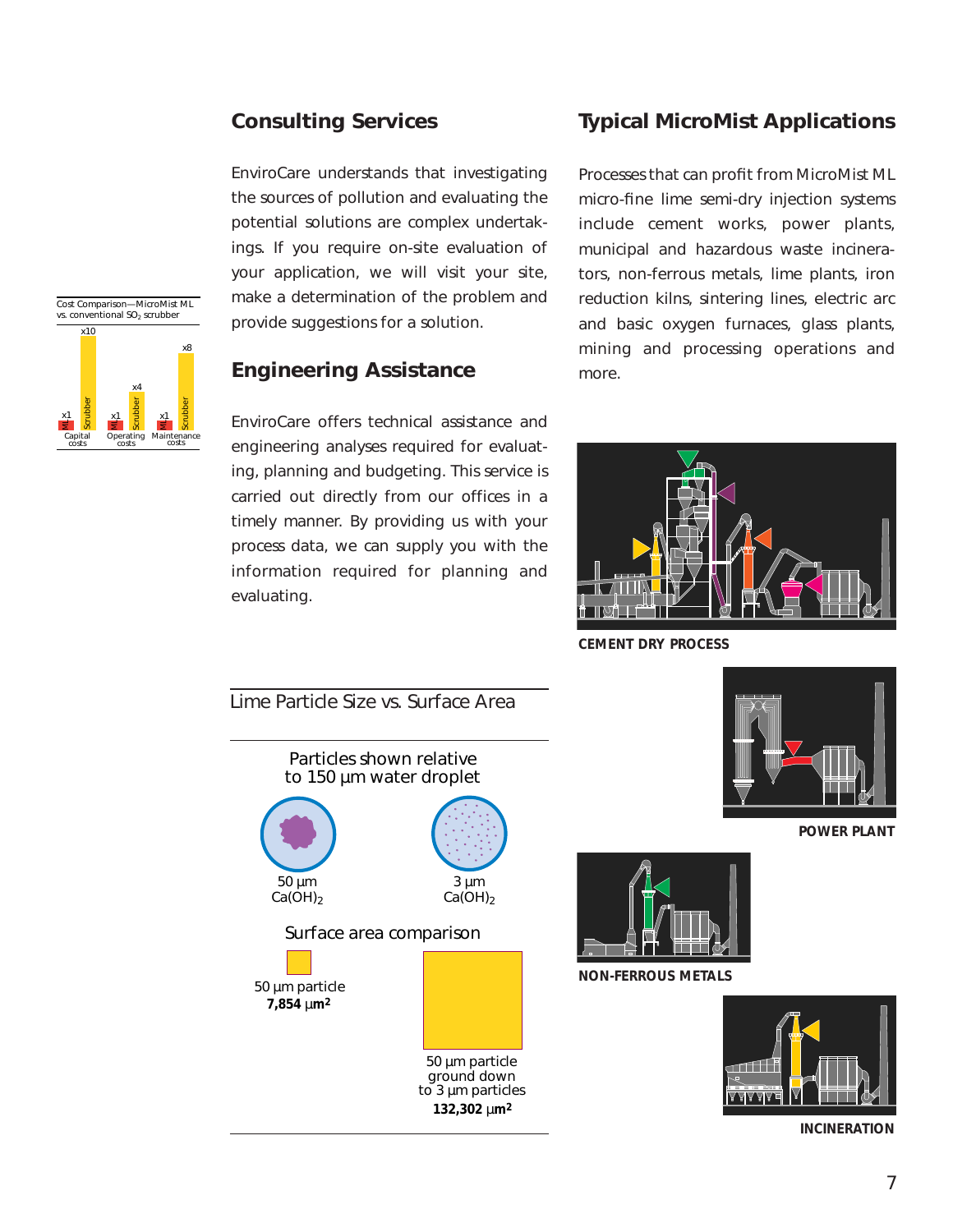## Consulting Services

EnviroCare understands that investigating the sources of pollution and evaluating the potential solutions are complex undertakings. If you require on-site evaluation of your application, we will visit your site, make a determination of the problem and provide suggestions for a solution.

## Engineering Assistance

EnviroCare offers technical assistance and engineering analyses required for evaluating, planning and budgeting. This service is carried out directly from our offices in a timely manner. By providing us with your process data, we can supply you with the information required for planning and evaluating.

Cost Comparison—MicroMist ML vs. conventional $SO_2$ scrubber

| | ML | Scrubber |
|---|---|---|
| Capital costs | x1 | x10 |
| Operating costs | x1 | x4 |
| Maintenance costs | x1 | x8 |

Lime Particle Size vs. Surface Area

Particles shown relative to 150 µm water droplet

50 µm $Ca(OH)_2$

3 µm $Ca(OH)_2$

Surface area comparison

50 µm particle
**7,854 µm²**

50 µm particle ground down to 3 µm particles
**132,302 µm²**

## Typical MicroMist Applications

Processes that can profit from MicroMist ML micro-fine lime semi-dry injection systems include cement works, power plants, municipal and hazardous waste incinerators, non-ferrous metals, lime plants, iron reduction kilns, sintering lines, electric arc and basic oxygen furnaces, glass plants, mining and processing operations and more.

**CEMENT DRY PROCESS**

**POWER PLANT**

**NON-FERROUS METALS**

**INCINERATION**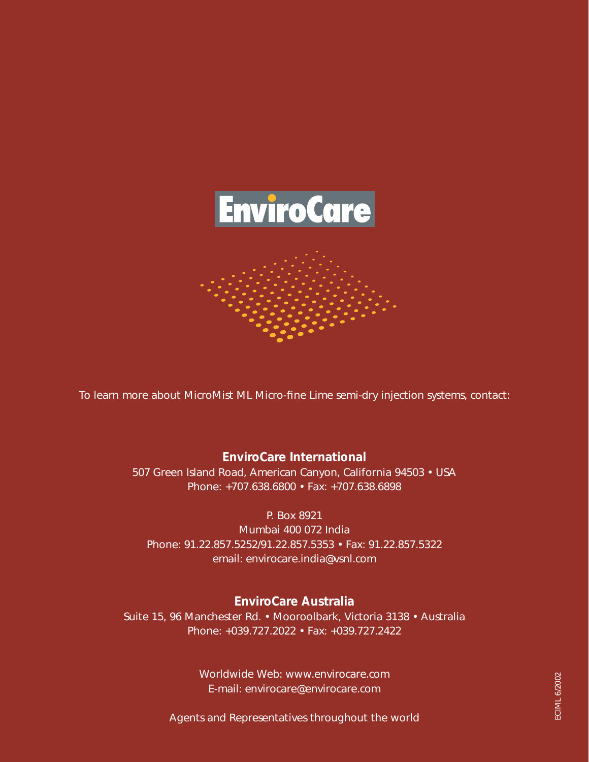EnviroCare

To learn more about MicroMist ML Micro-fine Lime semi-dry injection systems, contact:

**EnviroCare International**
507 Green Island Road, American Canyon, California 94503 • USA
Phone: +707.638.6800 • Fax: +707.638.6898

P. Box 8921
Mumbai 400 072 India
Phone: 91.22.857.5252/91.22.857.5353 • Fax: 91.22.857.5322
email: envirocare.india@vsnl.com

**EnviroCare Australia**
Suite 15, 96 Manchester Rd. • Mooroolbark, Victoria 3138 • Australia
Phone: +039.727.2022 • Fax: +039.727.2422

Worldwide Web: www.envirocare.com
E-mail: envirocare@envirocare.com

Agents and Representatives throughout the world

ECIML 6/2002